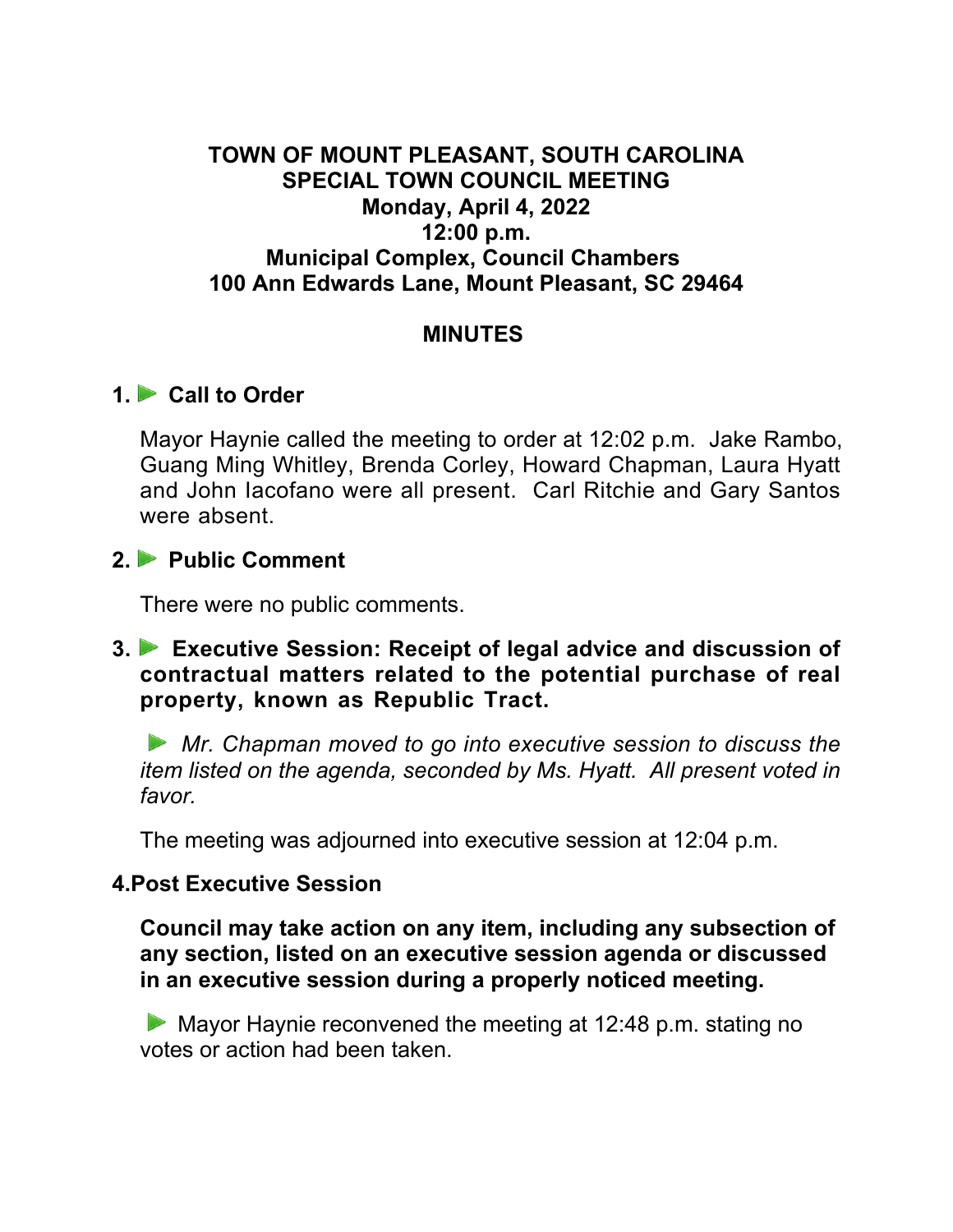**TOWN OF MOUNT PLEASANT, SOUTH CAROLINA**
**SPECIAL TOWN COUNCIL MEETING**
**Monday, April 4, 2022**
**12:00 p.m.**
**Municipal Complex, Council Chambers**
**100 Ann Edwards Lane, Mount Pleasant, SC 29464**

## MINUTES

### 1. Call to Order

Mayor Haynie called the meeting to order at 12:02 p.m. Jake Rambo, Guang Ming Whitley, Brenda Corley, Howard Chapman, Laura Hyatt and John Iacofano were all present. Carl Ritchie and Gary Santos were absent.

### 2. Public Comment

There were no public comments.

### 3. Executive Session: Receipt of legal advice and discussion of contractual matters related to the potential purchase of real property, known as Republic Tract.

*Mr. Chapman moved to go into executive session to discuss the item listed on the agenda, seconded by Ms. Hyatt. All present voted in favor.*

The meeting was adjourned into executive session at 12:04 p.m.

### 4. Post Executive Session

**Council may take action on any item, including any subsection of any section, listed on an executive session agenda or discussed in an executive session during a properly noticed meeting.**

Mayor Haynie reconvened the meeting at 12:48 p.m. stating no votes or action had been taken.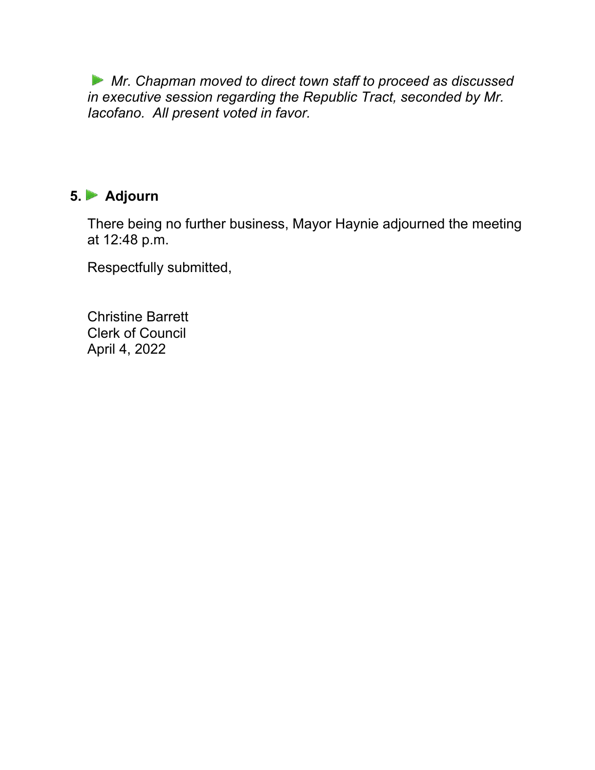*Mr. Chapman moved to direct town staff to proceed as discussed in executive session regarding the Republic Tract, seconded by Mr. Iacofano. All present voted in favor.*

## 5. Adjourn

There being no further business, Mayor Haynie adjourned the meeting at 12:48 p.m.

Respectfully submitted,

Christine Barrett
Clerk of Council
April 4, 2022